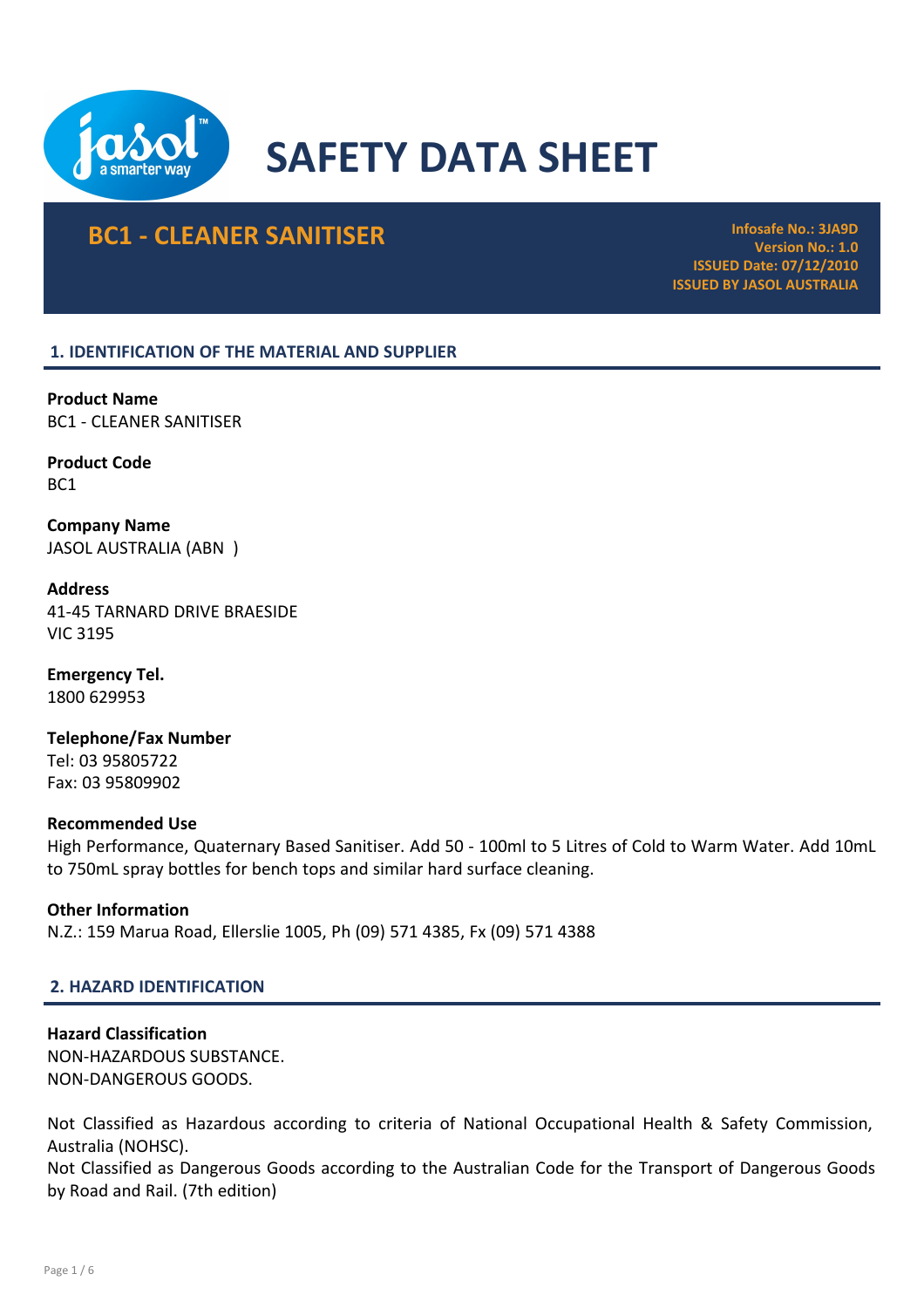# SAFETY DATA SHEET

## BC1 - CLEANER SANITISER

**Infosafe No.: 3JA9D**
**Version No.: 1.0**
**ISSUED Date: 07/12/2010**
**ISSUED BY JASOL AUSTRALIA**

## 1. IDENTIFICATION OF THE MATERIAL AND SUPPLIER

**Product Name**
BC1 - CLEANER SANITISER

**Product Code**
BC1

**Company Name**
JASOL AUSTRALIA (ABN )

**Address**
41-45 TARNARD DRIVE BRAESIDE
VIC 3195

**Emergency Tel.**
1800 629953

**Telephone/Fax Number**
Tel: 03 95805722
Fax: 03 95809902

**Recommended Use**
High Performance, Quaternary Based Sanitiser. Add 50 - 100ml to 5 Litres of Cold to Warm Water. Add 10mL to 750mL spray bottles for bench tops and similar hard surface cleaning.

**Other Information**
N.Z.: 159 Marua Road, Ellerslie 1005, Ph (09) 571 4385, Fx (09) 571 4388

## 2. HAZARD IDENTIFICATION

**Hazard Classification**
NON-HAZARDOUS SUBSTANCE.
NON-DANGEROUS GOODS.

Not Classified as Hazardous according to criteria of National Occupational Health & Safety Commission, Australia (NOHSC).
Not Classified as Dangerous Goods according to the Australian Code for the Transport of Dangerous Goods by Road and Rail. (7th edition)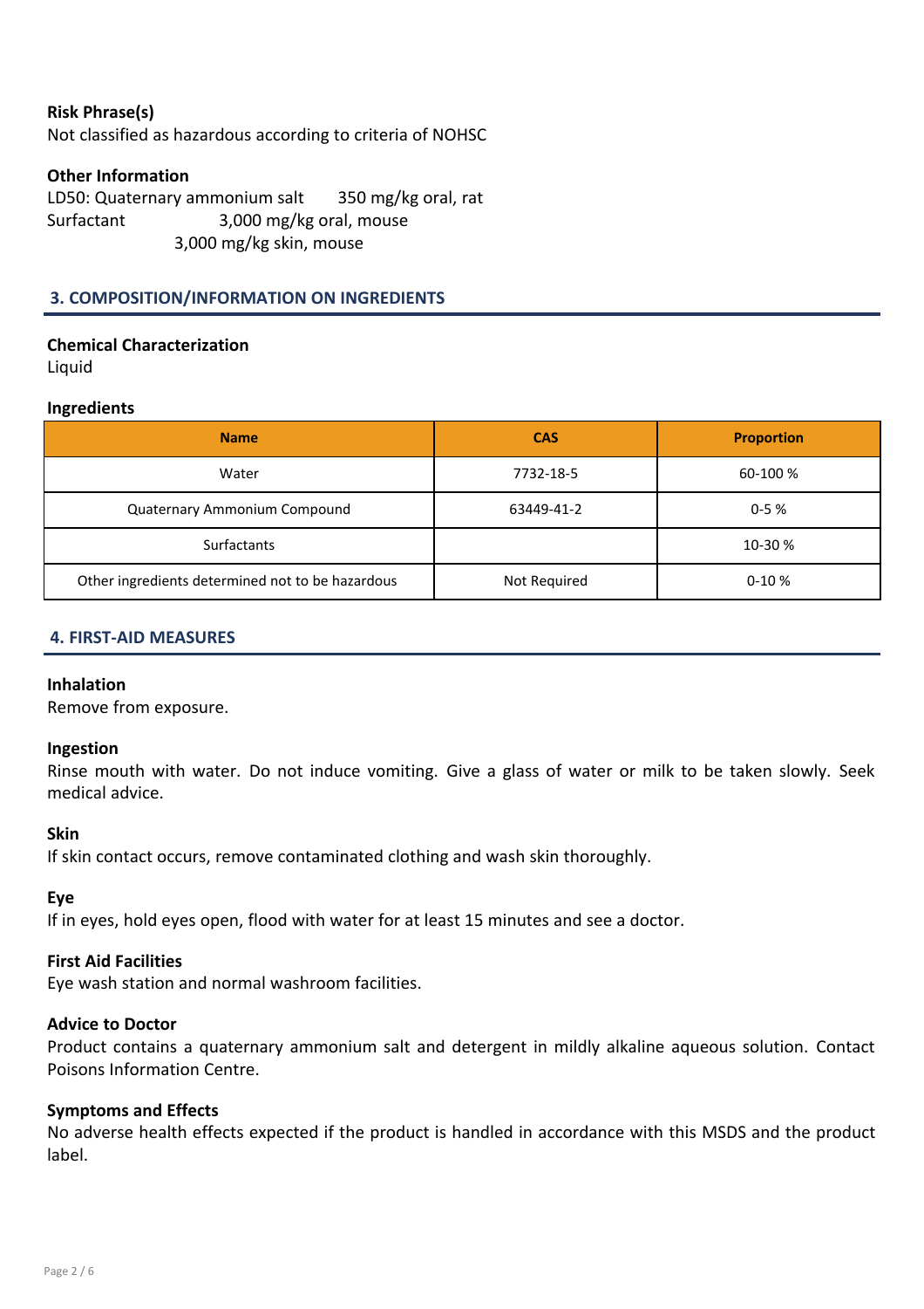**Risk Phrase(s)**

Not classified as hazardous according to criteria of NOHSC

**Other Information**

LD50: Quaternary ammonium salt 350 mg/kg oral, rat

Surfactant 3,000 mg/kg oral, mouse

3,000 mg/kg skin, mouse

## 3. COMPOSITION/INFORMATION ON INGREDIENTS

**Chemical Characterization**

Liquid

**Ingredients**

| Name | CAS | Proportion |
|---|---|---|
| Water | 7732-18-5 | 60-100 % |
| Quaternary Ammonium Compound | 63449-41-2 | 0-5 % |
| Surfactants | | 10-30 % |
| Other ingredients determined not to be hazardous | Not Required | 0-10 % |

## 4. FIRST-AID MEASURES

**Inhalation**

Remove from exposure.

**Ingestion**

Rinse mouth with water. Do not induce vomiting. Give a glass of water or milk to be taken slowly. Seek medical advice.

**Skin**

If skin contact occurs, remove contaminated clothing and wash skin thoroughly.

**Eye**

If in eyes, hold eyes open, flood with water for at least 15 minutes and see a doctor.

**First Aid Facilities**

Eye wash station and normal washroom facilities.

**Advice to Doctor**

Product contains a quaternary ammonium salt and detergent in mildly alkaline aqueous solution. Contact Poisons Information Centre.

**Symptoms and Effects**

No adverse health effects expected if the product is handled in accordance with this MSDS and the product label.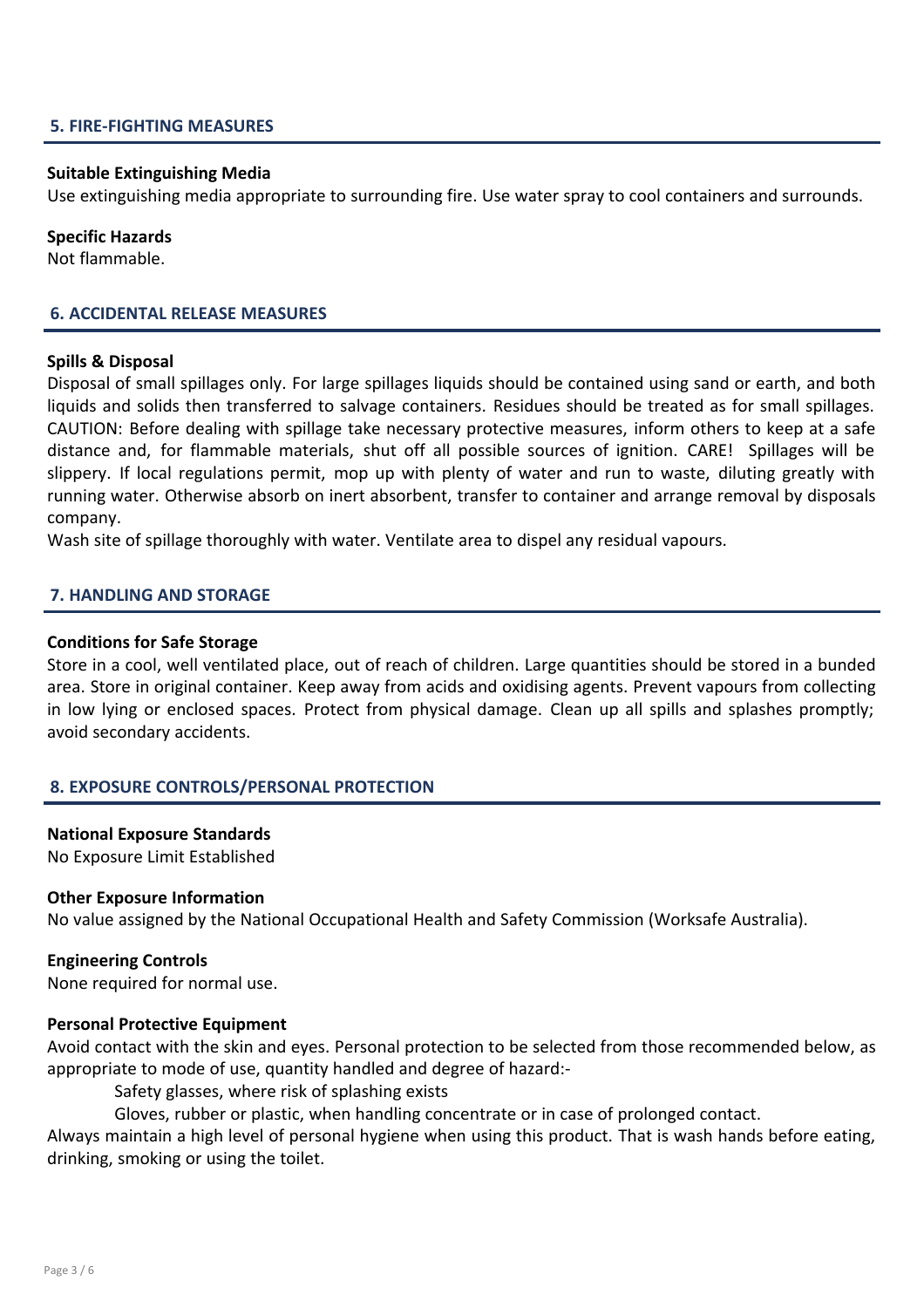## 5. FIRE-FIGHTING MEASURES

**Suitable Extinguishing Media**

Use extinguishing media appropriate to surrounding fire. Use water spray to cool containers and surrounds.

**Specific Hazards**

Not flammable.

## 6. ACCIDENTAL RELEASE MEASURES

**Spills & Disposal**

Disposal of small spillages only. For large spillages liquids should be contained using sand or earth, and both liquids and solids then transferred to salvage containers. Residues should be treated as for small spillages. CAUTION: Before dealing with spillage take necessary protective measures, inform others to keep at a safe distance and, for flammable materials, shut off all possible sources of ignition. CARE! Spillages will be slippery. If local regulations permit, mop up with plenty of water and run to waste, diluting greatly with running water. Otherwise absorb on inert absorbent, transfer to container and arrange removal by disposals company.

Wash site of spillage thoroughly with water. Ventilate area to dispel any residual vapours.

## 7. HANDLING AND STORAGE

**Conditions for Safe Storage**

Store in a cool, well ventilated place, out of reach of children. Large quantities should be stored in a bunded area. Store in original container. Keep away from acids and oxidising agents. Prevent vapours from collecting in low lying or enclosed spaces. Protect from physical damage. Clean up all spills and splashes promptly; avoid secondary accidents.

## 8. EXPOSURE CONTROLS/PERSONAL PROTECTION

**National Exposure Standards**

No Exposure Limit Established

**Other Exposure Information**

No value assigned by the National Occupational Health and Safety Commission (Worksafe Australia).

**Engineering Controls**

None required for normal use.

**Personal Protective Equipment**

Avoid contact with the skin and eyes. Personal protection to be selected from those recommended below, as appropriate to mode of use, quantity handled and degree of hazard:-

Safety glasses, where risk of splashing exists

Gloves, rubber or plastic, when handling concentrate or in case of prolonged contact.

Always maintain a high level of personal hygiene when using this product. That is wash hands before eating, drinking, smoking or using the toilet.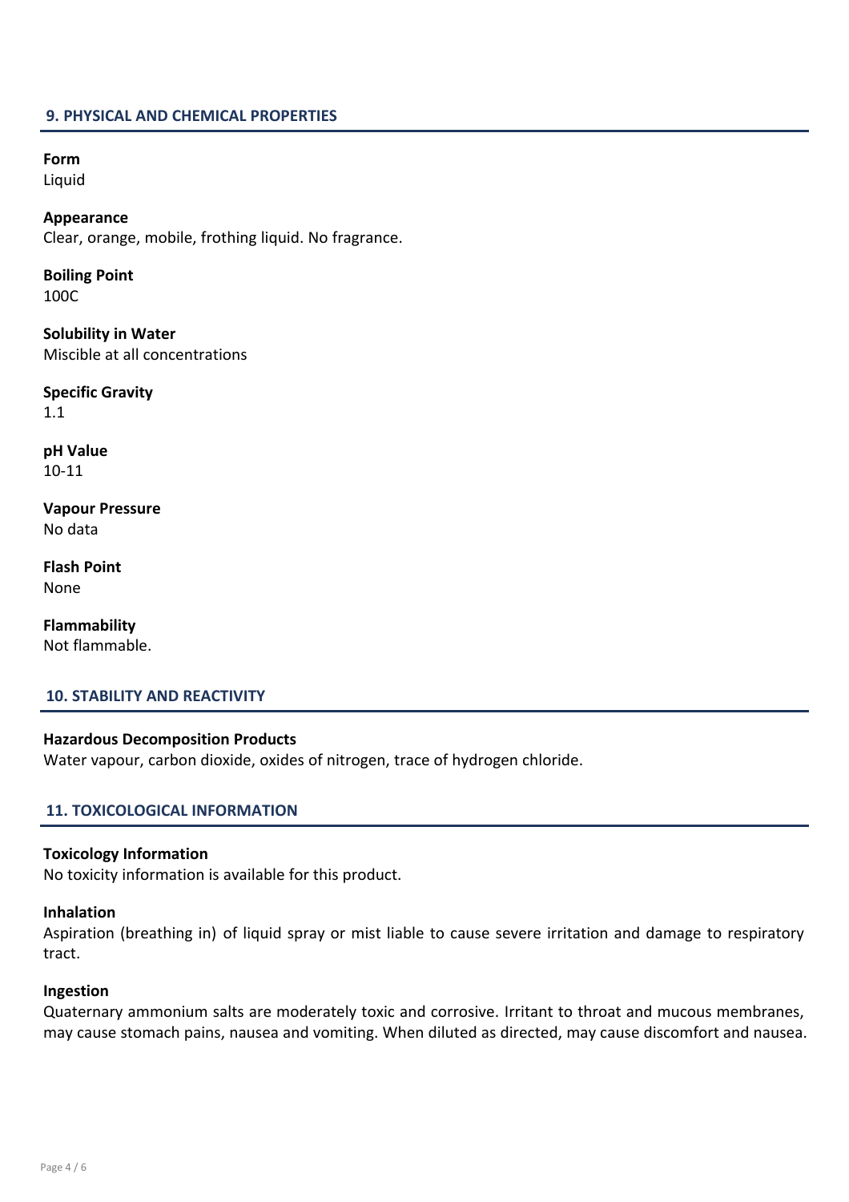## 9. PHYSICAL AND CHEMICAL PROPERTIES

**Form**
Liquid

**Appearance**
Clear, orange, mobile, frothing liquid. No fragrance.

**Boiling Point**
100C

**Solubility in Water**
Miscible at all concentrations

**Specific Gravity**
1.1

**pH Value**
10-11

**Vapour Pressure**
No data

**Flash Point**
None

**Flammability**
Not flammable.

## 10. STABILITY AND REACTIVITY

**Hazardous Decomposition Products**
Water vapour, carbon dioxide, oxides of nitrogen, trace of hydrogen chloride.

## 11. TOXICOLOGICAL INFORMATION

**Toxicology Information**
No toxicity information is available for this product.

**Inhalation**
Aspiration (breathing in) of liquid spray or mist liable to cause severe irritation and damage to respiratory tract.

**Ingestion**
Quaternary ammonium salts are moderately toxic and corrosive. Irritant to throat and mucous membranes, may cause stomach pains, nausea and vomiting. When diluted as directed, may cause discomfort and nausea.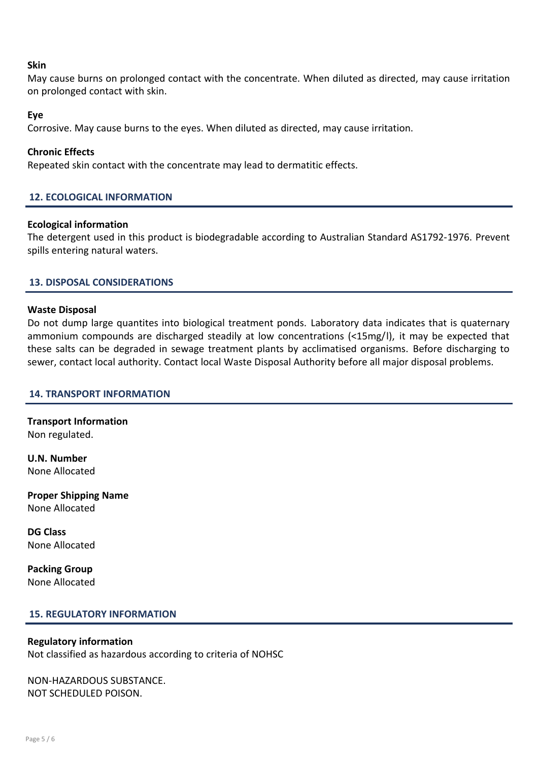**Skin**

May cause burns on prolonged contact with the concentrate. When diluted as directed, may cause irritation on prolonged contact with skin.

**Eye**

Corrosive. May cause burns to the eyes. When diluted as directed, may cause irritation.

**Chronic Effects**

Repeated skin contact with the concentrate may lead to dermatitic effects.

## 12. ECOLOGICAL INFORMATION

**Ecological information**

The detergent used in this product is biodegradable according to Australian Standard AS1792-1976. Prevent spills entering natural waters.

## 13. DISPOSAL CONSIDERATIONS

**Waste Disposal**

Do not dump large quantites into biological treatment ponds. Laboratory data indicates that is quaternary ammonium compounds are discharged steadily at low concentrations (<15mg/l), it may be expected that these salts can be degraded in sewage treatment plants by acclimatised organisms. Before discharging to sewer, contact local authority. Contact local Waste Disposal Authority before all major disposal problems.

## 14. TRANSPORT INFORMATION

**Transport Information**

Non regulated.

**U.N. Number**

None Allocated

**Proper Shipping Name**

None Allocated

**DG Class**

None Allocated

**Packing Group**

None Allocated

## 15. REGULATORY INFORMATION

**Regulatory information**

Not classified as hazardous according to criteria of NOHSC

NON-HAZARDOUS SUBSTANCE.
NOT SCHEDULED POISON.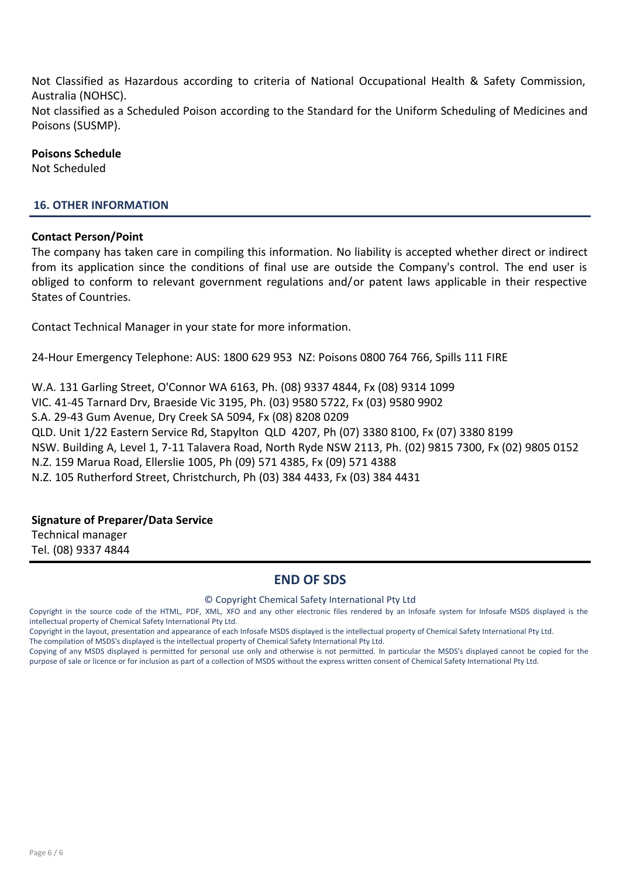Not Classified as Hazardous according to criteria of National Occupational Health & Safety Commission, Australia (NOHSC).
Not classified as a Scheduled Poison according to the Standard for the Uniform Scheduling of Medicines and Poisons (SUSMP).

**Poisons Schedule**
Not Scheduled

## 16. OTHER INFORMATION

**Contact Person/Point**
The company has taken care in compiling this information. No liability is accepted whether direct or indirect from its application since the conditions of final use are outside the Company's control. The end user is obliged to conform to relevant government regulations and/or patent laws applicable in their respective States of Countries.

Contact Technical Manager in your state for more information.

24-Hour Emergency Telephone: AUS: 1800 629 953 NZ: Poisons 0800 764 766, Spills 111 FIRE

W.A. 131 Garling Street, O'Connor WA 6163, Ph. (08) 9337 4844, Fx (08) 9314 1099
VIC. 41-45 Tarnard Drv, Braeside Vic 3195, Ph. (03) 9580 5722, Fx (03) 9580 9902
S.A. 29-43 Gum Avenue, Dry Creek SA 5094, Fx (08) 8208 0209
QLD. Unit 1/22 Eastern Service Rd, Stapylton QLD 4207, Ph (07) 3380 8100, Fx (07) 3380 8199
NSW. Building A, Level 1, 7-11 Talavera Road, North Ryde NSW 2113, Ph. (02) 9815 7300, Fx (02) 9805 0152
N.Z. 159 Marua Road, Ellerslie 1005, Ph (09) 571 4385, Fx (09) 571 4388
N.Z. 105 Rutherford Street, Christchurch, Ph (03) 384 4433, Fx (03) 384 4431

**Signature of Preparer/Data Service**
Technical manager
Tel. (08) 9337 4844

## END OF SDS

© Copyright Chemical Safety International Pty Ltd

Copyright in the source code of the HTML, PDF, XML, XFO and any other electronic files rendered by an Infosafe system for Infosafe MSDS displayed is the intellectual property of Chemical Safety International Pty Ltd.
Copyright in the layout, presentation and appearance of each Infosafe MSDS displayed is the intellectual property of Chemical Safety International Pty Ltd.
The compilation of MSDS's displayed is the intellectual property of Chemical Safety International Pty Ltd.
Copying of any MSDS displayed is permitted for personal use only and otherwise is not permitted. In particular the MSDS's displayed cannot be copied for the purpose of sale or licence or for inclusion as part of a collection of MSDS without the express written consent of Chemical Safety International Pty Ltd.